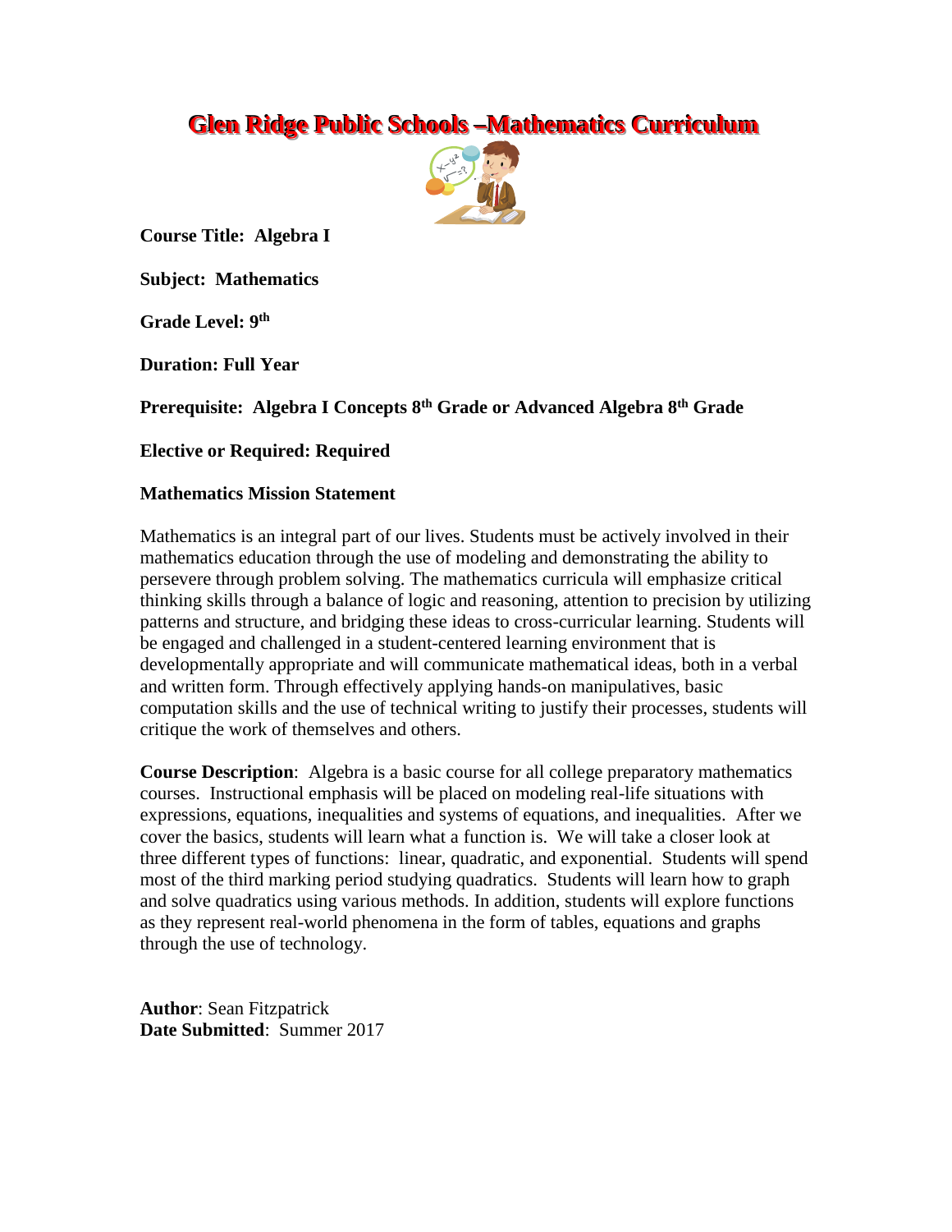# Glen Ridge Public Schools –Mathematics Curriculum

**Course Title: Algebra I**

**Subject: Mathematics**

**Grade Level: 9th**

**Duration: Full Year**

**Prerequisite: Algebra I Concepts 8th Grade or Advanced Algebra 8th Grade**

**Elective or Required: Required**

**Mathematics Mission Statement**

Mathematics is an integral part of our lives. Students must be actively involved in their mathematics education through the use of modeling and demonstrating the ability to persevere through problem solving. The mathematics curricula will emphasize critical thinking skills through a balance of logic and reasoning, attention to precision by utilizing patterns and structure, and bridging these ideas to cross-curricular learning. Students will be engaged and challenged in a student-centered learning environment that is developmentally appropriate and will communicate mathematical ideas, both in a verbal and written form. Through effectively applying hands-on manipulatives, basic computation skills and the use of technical writing to justify their processes, students will critique the work of themselves and others.

**Course Description**: Algebra is a basic course for all college preparatory mathematics courses. Instructional emphasis will be placed on modeling real-life situations with expressions, equations, inequalities and systems of equations, and inequalities. After we cover the basics, students will learn what a function is. We will take a closer look at three different types of functions: linear, quadratic, and exponential. Students will spend most of the third marking period studying quadratics. Students will learn how to graph and solve quadratics using various methods. In addition, students will explore functions as they represent real-world phenomena in the form of tables, equations and graphs through the use of technology.

**Author**: Sean Fitzpatrick
**Date Submitted**: Summer 2017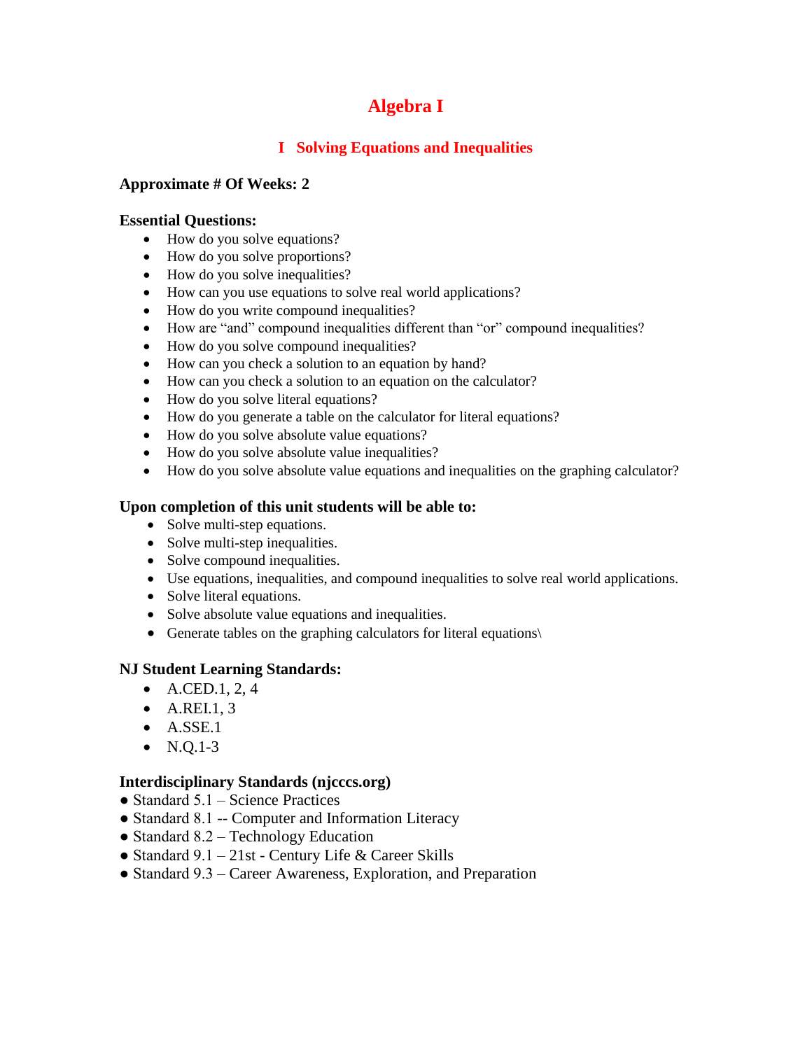# Algebra I

## I Solving Equations and Inequalities

**Approximate # Of Weeks: 2**

**Essential Questions:**

- How do you solve equations?
- How do you solve proportions?
- How do you solve inequalities?
- How can you use equations to solve real world applications?
- How do you write compound inequalities?
- How are "and" compound inequalities different than "or" compound inequalities?
- How do you solve compound inequalities?
- How can you check a solution to an equation by hand?
- How can you check a solution to an equation on the calculator?
- How do you solve literal equations?
- How do you generate a table on the calculator for literal equations?
- How do you solve absolute value equations?
- How do you solve absolute value inequalities?
- How do you solve absolute value equations and inequalities on the graphing calculator?

**Upon completion of this unit students will be able to:**

- Solve multi-step equations.
- Solve multi-step inequalities.
- Solve compound inequalities.
- Use equations, inequalities, and compound inequalities to solve real world applications.
- Solve literal equations.
- Solve absolute value equations and inequalities.
- Generate tables on the graphing calculators for literal equations\

**NJ Student Learning Standards:**

- A.CED.1, 2, 4
- A.REI.1, 3
- A.SSE.1
- N.Q.1-3

**Interdisciplinary Standards (njcccs.org)**

- Standard 5.1 – Science Practices
- Standard 8.1 -- Computer and Information Literacy
- Standard 8.2 – Technology Education
- Standard 9.1 – 21st - Century Life & Career Skills
- Standard 9.3 – Career Awareness, Exploration, and Preparation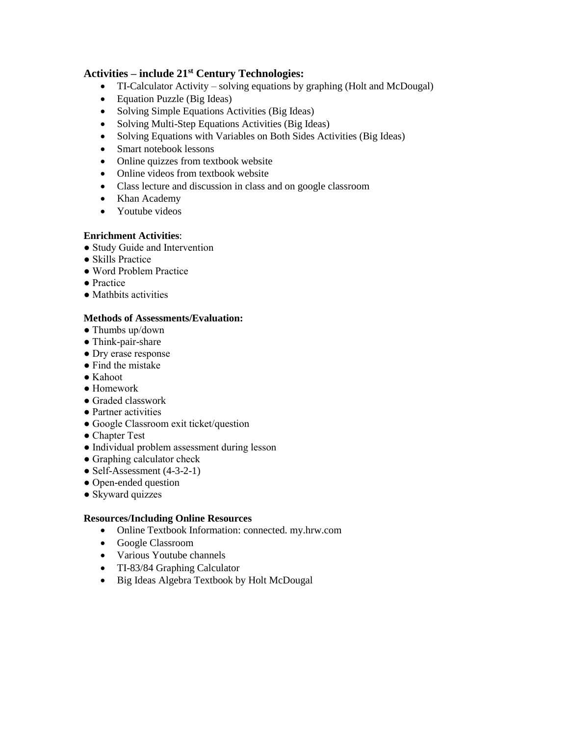**Activities – include 21st Century Technologies:**

- TI-Calculator Activity – solving equations by graphing (Holt and McDougal)
- Equation Puzzle (Big Ideas)
- Solving Simple Equations Activities (Big Ideas)
- Solving Multi-Step Equations Activities (Big Ideas)
- Solving Equations with Variables on Both Sides Activities (Big Ideas)
- Smart notebook lessons
- Online quizzes from textbook website
- Online videos from textbook website
- Class lecture and discussion in class and on google classroom
- Khan Academy
- Youtube videos

**Enrichment Activities**:

- Study Guide and Intervention
- Skills Practice
- Word Problem Practice
- Practice
- Mathbits activities

**Methods of Assessments/Evaluation:**

- Thumbs up/down
- Think-pair-share
- Dry erase response
- Find the mistake
- Kahoot
- Homework
- Graded classwork
- Partner activities
- Google Classroom exit ticket/question
- Chapter Test
- Individual problem assessment during lesson
- Graphing calculator check
- Self-Assessment (4-3-2-1)
- Open-ended question
- Skyward quizzes

**Resources/Including Online Resources**

- Online Textbook Information: connected. my.hrw.com
- Google Classroom
- Various Youtube channels
- TI-83/84 Graphing Calculator
- Big Ideas Algebra Textbook by Holt McDougal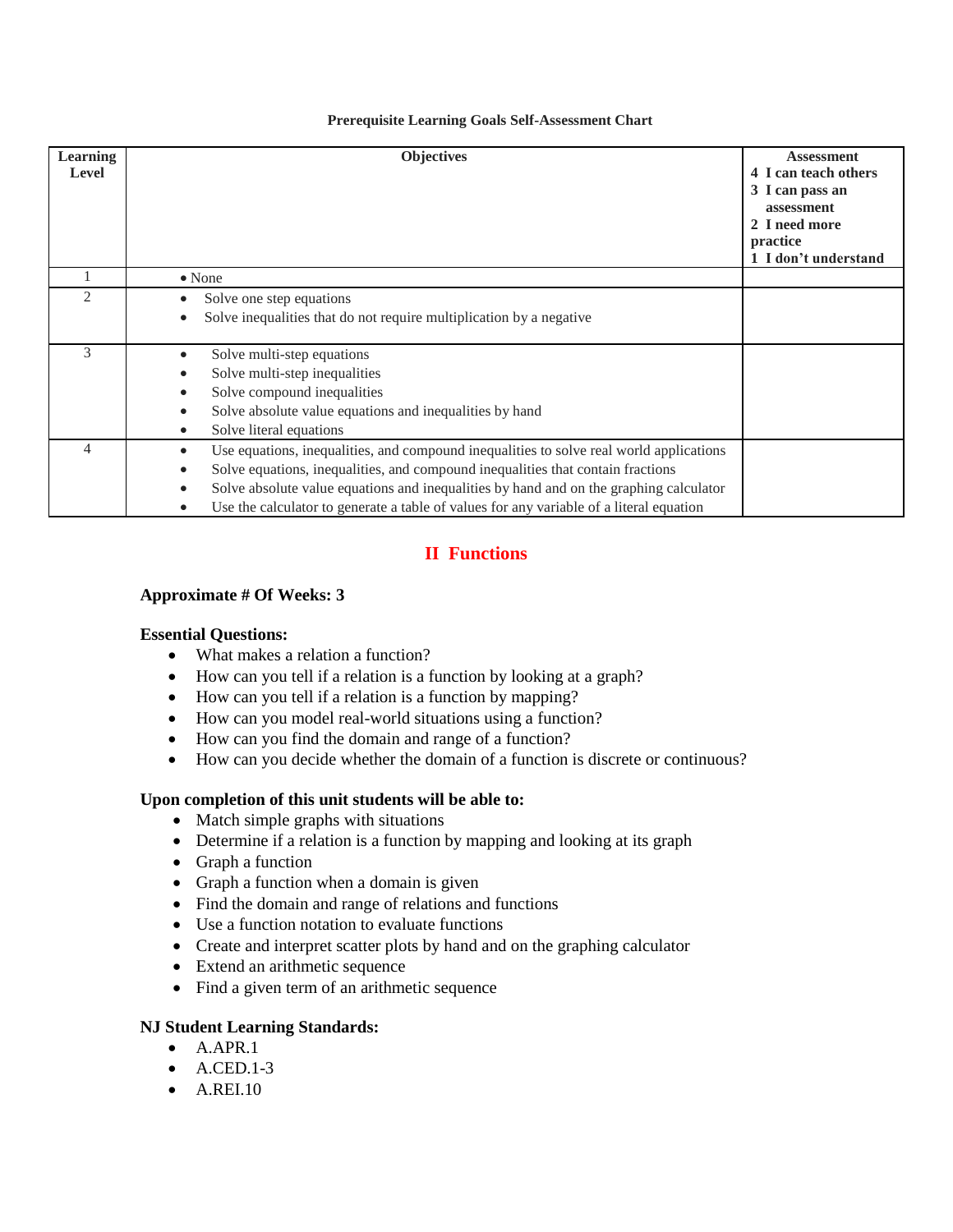**Prerequisite Learning Goals Self-Assessment Chart**

| Learning Level | Objectives | Assessment<br>4 I can teach others<br>3 I can pass an assessment<br>2 I need more practice<br>1 I don't understand |
|---|---|---|
| 1 | • None | |
| 2 | • Solve one step equations<br>• Solve inequalities that do not require multiplication by a negative | |
| 3 | • Solve multi-step equations<br>• Solve multi-step inequalities<br>• Solve compound inequalities<br>• Solve absolute value equations and inequalities by hand<br>• Solve literal equations | |
| 4 | • Use equations, inequalities, and compound inequalities to solve real world applications<br>• Solve equations, inequalities, and compound inequalities that contain fractions<br>• Solve absolute value equations and inequalities by hand and on the graphing calculator<br>• Use the calculator to generate a table of values for any variable of a literal equation | |

## II Functions

**Approximate # Of Weeks: 3**

**Essential Questions:**

- What makes a relation a function?
- How can you tell if a relation is a function by looking at a graph?
- How can you tell if a relation is a function by mapping?
- How can you model real-world situations using a function?
- How can you find the domain and range of a function?
- How can you decide whether the domain of a function is discrete or continuous?

**Upon completion of this unit students will be able to:**

- Match simple graphs with situations
- Determine if a relation is a function by mapping and looking at its graph
- Graph a function
- Graph a function when a domain is given
- Find the domain and range of relations and functions
- Use a function notation to evaluate functions
- Create and interpret scatter plots by hand and on the graphing calculator
- Extend an arithmetic sequence
- Find a given term of an arithmetic sequence

**NJ Student Learning Standards:**

- A.APR.1
- A.CED.1-3
- A.REI.10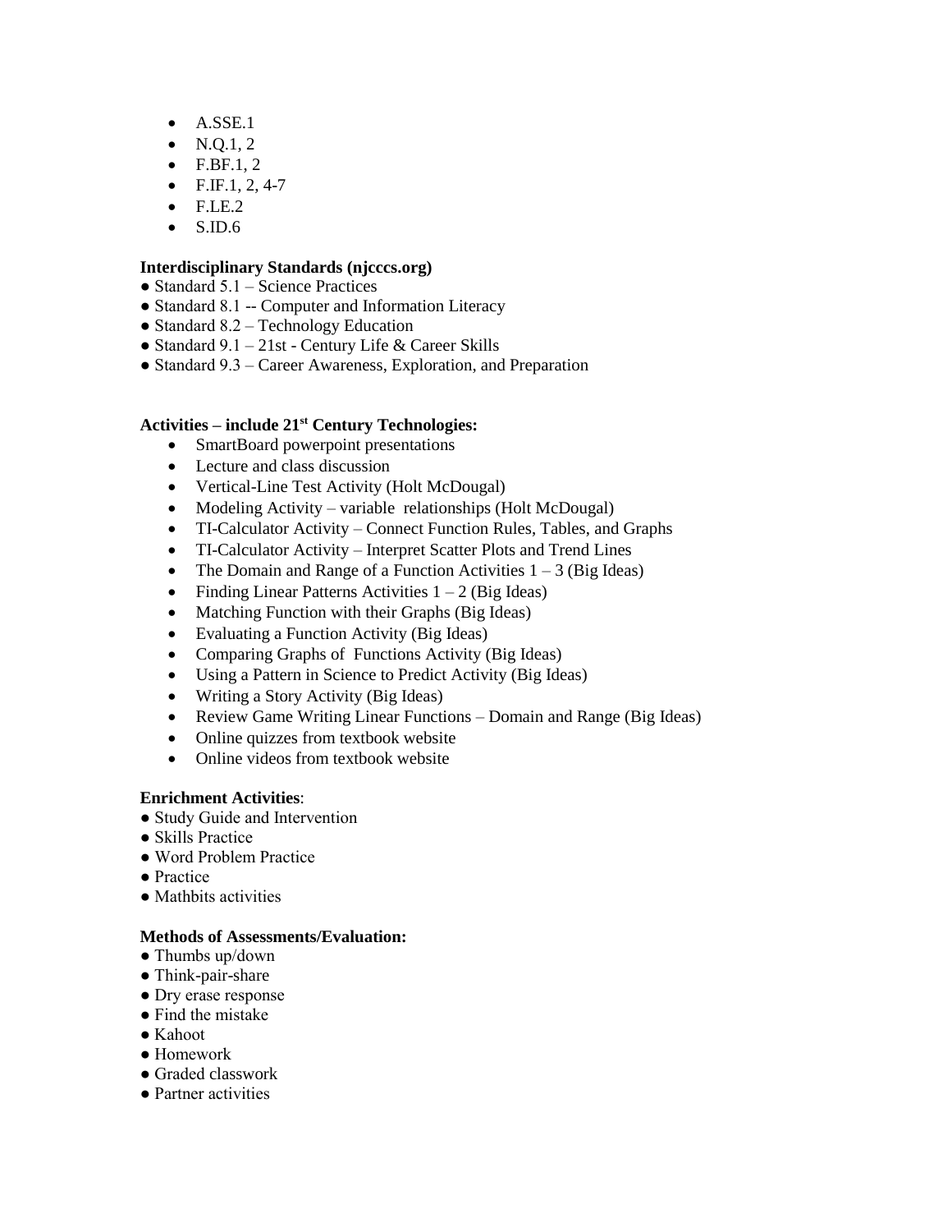- A.SSE.1
- N.Q.1, 2
- F.BF.1, 2
- F.IF.1, 2, 4-7
- F.LE.2
- S.ID.6

**Interdisciplinary Standards (njcccs.org)**

- Standard 5.1 – Science Practices
- Standard 8.1 -- Computer and Information Literacy
- Standard 8.2 – Technology Education
- Standard 9.1 – 21st - Century Life & Career Skills
- Standard 9.3 – Career Awareness, Exploration, and Preparation

**Activities – include 21st Century Technologies:**

- SmartBoard powerpoint presentations
- Lecture and class discussion
- Vertical-Line Test Activity (Holt McDougal)
- Modeling Activity – variable relationships (Holt McDougal)
- TI-Calculator Activity – Connect Function Rules, Tables, and Graphs
- TI-Calculator Activity – Interpret Scatter Plots and Trend Lines
- The Domain and Range of a Function Activities 1 – 3 (Big Ideas)
- Finding Linear Patterns Activities 1 – 2 (Big Ideas)
- Matching Function with their Graphs (Big Ideas)
- Evaluating a Function Activity (Big Ideas)
- Comparing Graphs of Functions Activity (Big Ideas)
- Using a Pattern in Science to Predict Activity (Big Ideas)
- Writing a Story Activity (Big Ideas)
- Review Game Writing Linear Functions – Domain and Range (Big Ideas)
- Online quizzes from textbook website
- Online videos from textbook website

**Enrichment Activities**:

- Study Guide and Intervention
- Skills Practice
- Word Problem Practice
- Practice
- Mathbits activities

**Methods of Assessments/Evaluation:**

- Thumbs up/down
- Think-pair-share
- Dry erase response
- Find the mistake
- Kahoot
- Homework
- Graded classwork
- Partner activities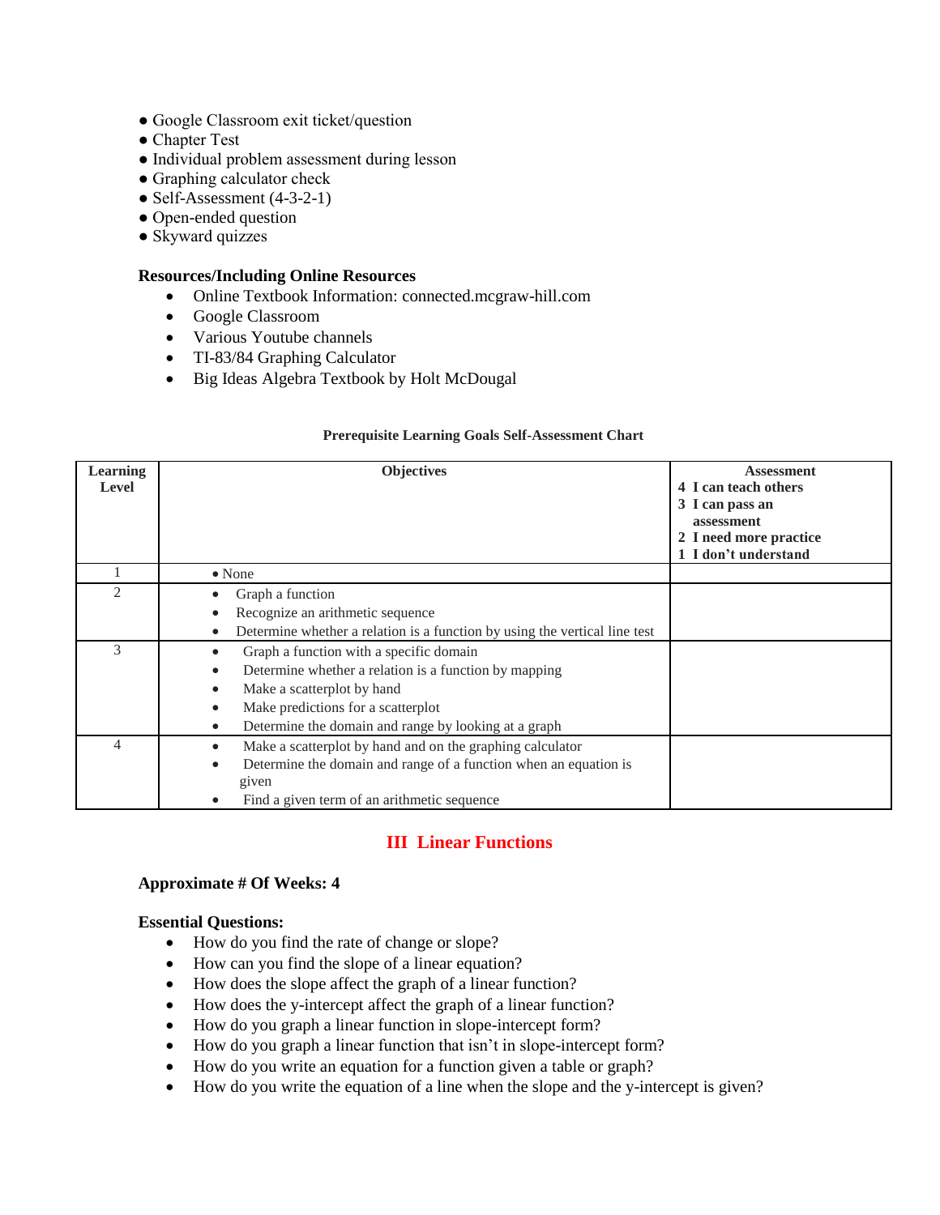- Google Classroom exit ticket/question
- Chapter Test
- Individual problem assessment during lesson
- Graphing calculator check
- Self-Assessment (4-3-2-1)
- Open-ended question
- Skyward quizzes

**Resources/Including Online Resources**

- Online Textbook Information: connected.mcgraw-hill.com
- Google Classroom
- Various Youtube channels
- TI-83/84 Graphing Calculator
- Big Ideas Algebra Textbook by Holt McDougal

**Prerequisite Learning Goals Self-Assessment Chart**

| Learning Level | Objectives | Assessment<br>4 I can teach others<br>3 I can pass an assessment<br>2 I need more practice<br>1 I don't understand |
|---|---|---|
| 1 | • None | |
| 2 | • Graph a function<br>• Recognize an arithmetic sequence<br>• Determine whether a relation is a function by using the vertical line test | |
| 3 | • Graph a function with a specific domain<br>• Determine whether a relation is a function by mapping<br>• Make a scatterplot by hand<br>• Make predictions for a scatterplot<br>• Determine the domain and range by looking at a graph | |
| 4 | • Make a scatterplot by hand and on the graphing calculator<br>• Determine the domain and range of a function when an equation is given<br>• Find a given term of an arithmetic sequence | |

## III Linear Functions

**Approximate # Of Weeks: 4**

**Essential Questions:**

- How do you find the rate of change or slope?
- How can you find the slope of a linear equation?
- How does the slope affect the graph of a linear function?
- How does the y-intercept affect the graph of a linear function?
- How do you graph a linear function in slope-intercept form?
- How do you graph a linear function that isn't in slope-intercept form?
- How do you write an equation for a function given a table or graph?
- How do you write the equation of a line when the slope and the y-intercept is given?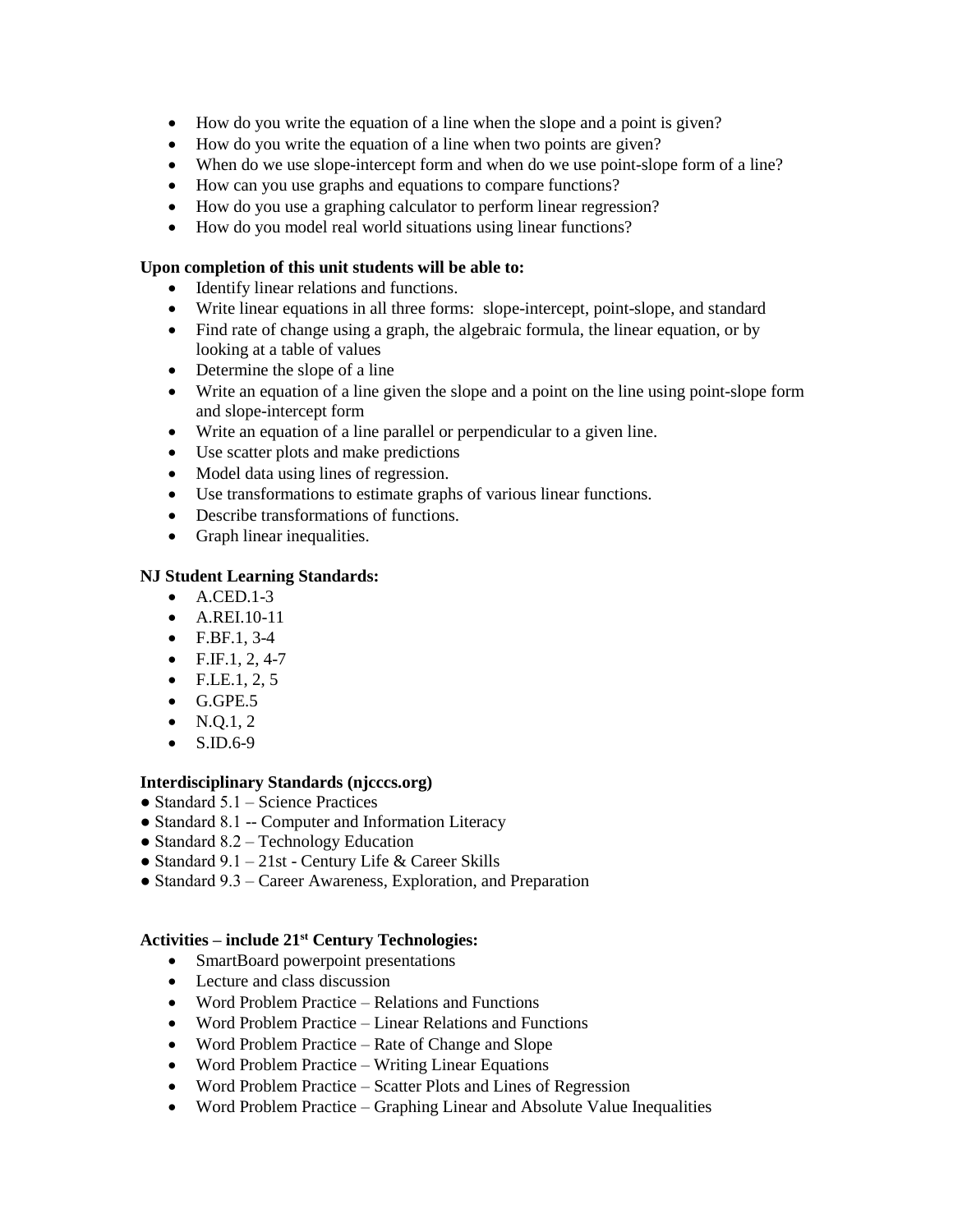- How do you write the equation of a line when the slope and a point is given?
- How do you write the equation of a line when two points are given?
- When do we use slope-intercept form and when do we use point-slope form of a line?
- How can you use graphs and equations to compare functions?
- How do you use a graphing calculator to perform linear regression?
- How do you model real world situations using linear functions?

**Upon completion of this unit students will be able to:**

- Identify linear relations and functions.
- Write linear equations in all three forms: slope-intercept, point-slope, and standard
- Find rate of change using a graph, the algebraic formula, the linear equation, or by looking at a table of values
- Determine the slope of a line
- Write an equation of a line given the slope and a point on the line using point-slope form and slope-intercept form
- Write an equation of a line parallel or perpendicular to a given line.
- Use scatter plots and make predictions
- Model data using lines of regression.
- Use transformations to estimate graphs of various linear functions.
- Describe transformations of functions.
- Graph linear inequalities.

**NJ Student Learning Standards:**

- A.CED.1-3
- A.REI.10-11
- F.BF.1, 3-4
- F.IF.1, 2, 4-7
- F.LE.1, 2, 5
- G.GPE.5
- N.Q.1, 2
- S.ID.6-9

**Interdisciplinary Standards (njcccs.org)**

● Standard 5.1 – Science Practices
● Standard 8.1 -- Computer and Information Literacy
● Standard 8.2 – Technology Education
● Standard 9.1 – 21st - Century Life & Career Skills
● Standard 9.3 – Career Awareness, Exploration, and Preparation

**Activities – include 21st Century Technologies:**

- SmartBoard powerpoint presentations
- Lecture and class discussion
- Word Problem Practice – Relations and Functions
- Word Problem Practice – Linear Relations and Functions
- Word Problem Practice – Rate of Change and Slope
- Word Problem Practice – Writing Linear Equations
- Word Problem Practice – Scatter Plots and Lines of Regression
- Word Problem Practice – Graphing Linear and Absolute Value Inequalities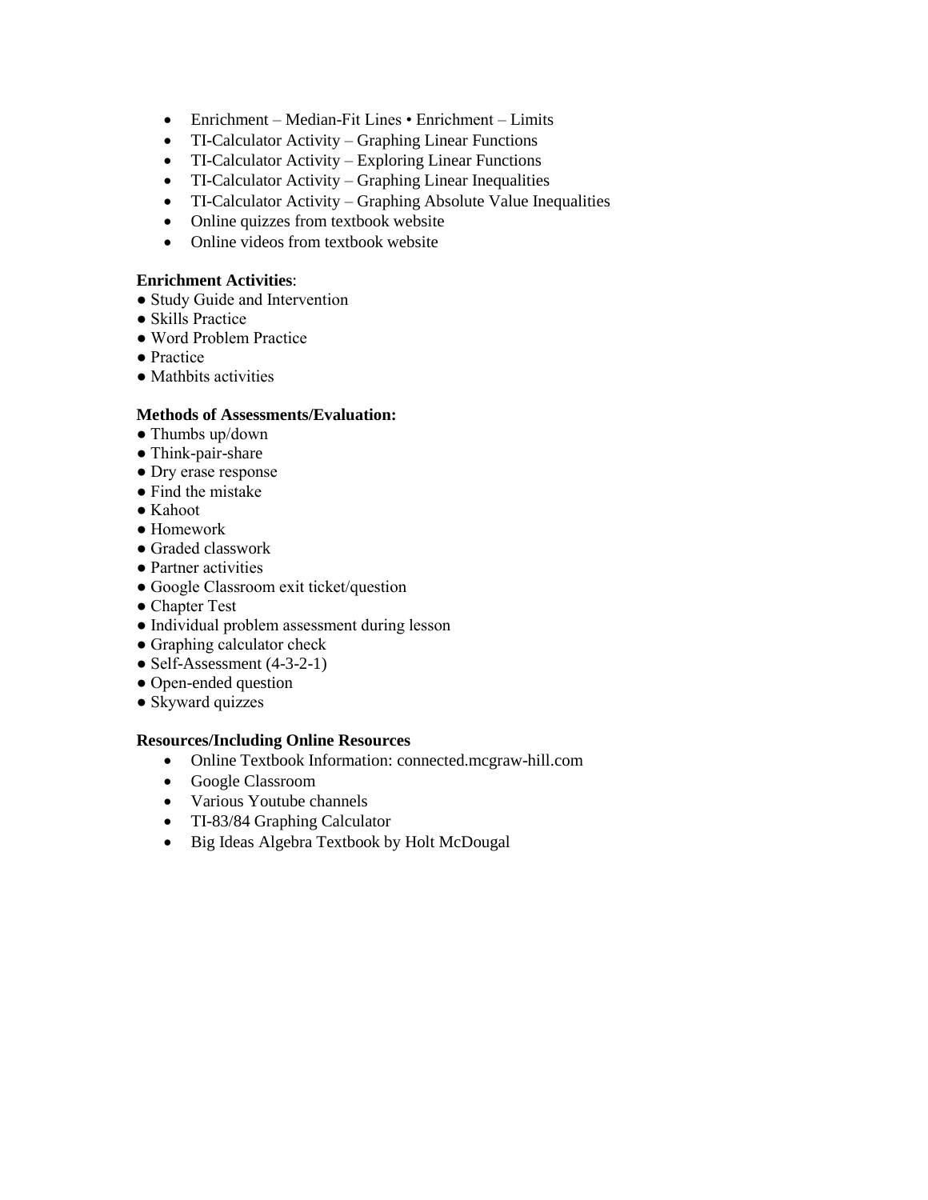- Enrichment – Median-Fit Lines • Enrichment – Limits
- TI-Calculator Activity – Graphing Linear Functions
- TI-Calculator Activity – Exploring Linear Functions
- TI-Calculator Activity – Graphing Linear Inequalities
- TI-Calculator Activity – Graphing Absolute Value Inequalities
- Online quizzes from textbook website
- Online videos from textbook website

**Enrichment Activities**:

- Study Guide and Intervention
- Skills Practice
- Word Problem Practice
- Practice
- Mathbits activities

**Methods of Assessments/Evaluation:**

- Thumbs up/down
- Think-pair-share
- Dry erase response
- Find the mistake
- Kahoot
- Homework
- Graded classwork
- Partner activities
- Google Classroom exit ticket/question
- Chapter Test
- Individual problem assessment during lesson
- Graphing calculator check
- Self-Assessment (4-3-2-1)
- Open-ended question
- Skyward quizzes

**Resources/Including Online Resources**

- Online Textbook Information: connected.mcgraw-hill.com
- Google Classroom
- Various Youtube channels
- TI-83/84 Graphing Calculator
- Big Ideas Algebra Textbook by Holt McDougal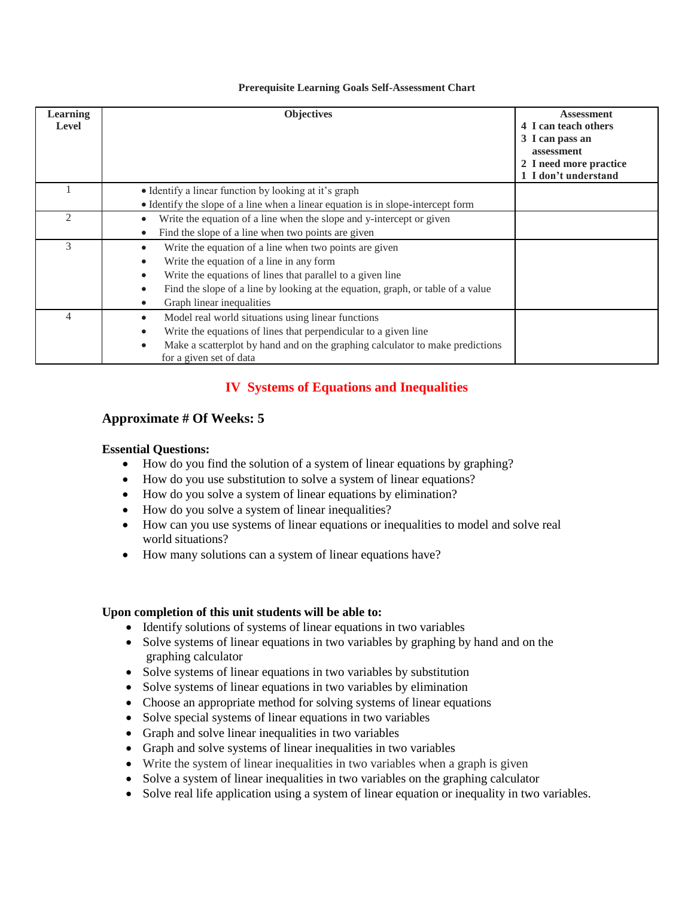**Prerequisite Learning Goals Self-Assessment Chart**

| Learning Level | Objectives | Assessment<br>4 I can teach others<br>3 I can pass an assessment<br>2 I need more practice<br>1 I don't understand |
|---|---|---|
| 1 | • Identify a linear function by looking at it's graph<br>• Identify the slope of a line when a linear equation is in slope-intercept form | |
| 2 | • Write the equation of a line when the slope and y-intercept or given<br>• Find the slope of a line when two points are given | |
| 3 | • Write the equation of a line when two points are given<br>• Write the equation of a line in any form<br>• Write the equations of lines that parallel to a given line<br>• Find the slope of a line by looking at the equation, graph, or table of a value<br>• Graph linear inequalities | |
| 4 | • Model real world situations using linear functions<br>• Write the equations of lines that perpendicular to a given line<br>• Make a scatterplot by hand and on the graphing calculator to make predictions for a given set of data | |

## IV Systems of Equations and Inequalities

### Approximate # Of Weeks: 5

**Essential Questions:**

- How do you find the solution of a system of linear equations by graphing?
- How do you use substitution to solve a system of linear equations?
- How do you solve a system of linear equations by elimination?
- How do you solve a system of linear inequalities?
- How can you use systems of linear equations or inequalities to model and solve real world situations?
- How many solutions can a system of linear equations have?

**Upon completion of this unit students will be able to:**

- Identify solutions of systems of linear equations in two variables
- Solve systems of linear equations in two variables by graphing by hand and on the graphing calculator
- Solve systems of linear equations in two variables by substitution
- Solve systems of linear equations in two variables by elimination
- Choose an appropriate method for solving systems of linear equations
- Solve special systems of linear equations in two variables
- Graph and solve linear inequalities in two variables
- Graph and solve systems of linear inequalities in two variables
- Write the system of linear inequalities in two variables when a graph is given
- Solve a system of linear inequalities in two variables on the graphing calculator
- Solve real life application using a system of linear equation or inequality in two variables.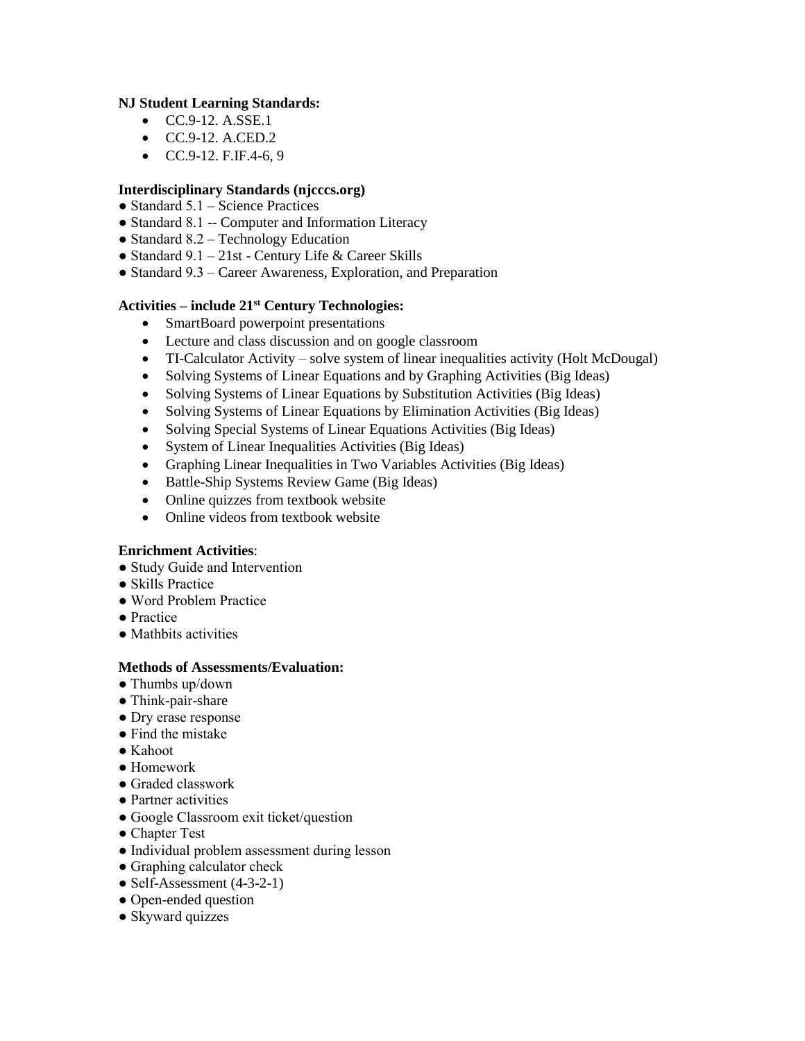**NJ Student Learning Standards:**

- CC.9-12. A.SSE.1
- CC.9-12. A.CED.2
- CC.9-12. F.IF.4-6, 9

**Interdisciplinary Standards (njcccs.org)**

- Standard 5.1 – Science Practices
- Standard 8.1 -- Computer and Information Literacy
- Standard 8.2 – Technology Education
- Standard 9.1 – 21st - Century Life & Career Skills
- Standard 9.3 – Career Awareness, Exploration, and Preparation

**Activities – include 21st Century Technologies:**

- SmartBoard powerpoint presentations
- Lecture and class discussion and on google classroom
- TI-Calculator Activity – solve system of linear inequalities activity (Holt McDougal)
- Solving Systems of Linear Equations and by Graphing Activities (Big Ideas)
- Solving Systems of Linear Equations by Substitution Activities (Big Ideas)
- Solving Systems of Linear Equations by Elimination Activities (Big Ideas)
- Solving Special Systems of Linear Equations Activities (Big Ideas)
- System of Linear Inequalities Activities (Big Ideas)
- Graphing Linear Inequalities in Two Variables Activities (Big Ideas)
- Battle-Ship Systems Review Game (Big Ideas)
- Online quizzes from textbook website
- Online videos from textbook website

**Enrichment Activities**:

- Study Guide and Intervention
- Skills Practice
- Word Problem Practice
- Practice
- Mathbits activities

**Methods of Assessments/Evaluation:**

- Thumbs up/down
- Think-pair-share
- Dry erase response
- Find the mistake
- Kahoot
- Homework
- Graded classwork
- Partner activities
- Google Classroom exit ticket/question
- Chapter Test
- Individual problem assessment during lesson
- Graphing calculator check
- Self-Assessment (4-3-2-1)
- Open-ended question
- Skyward quizzes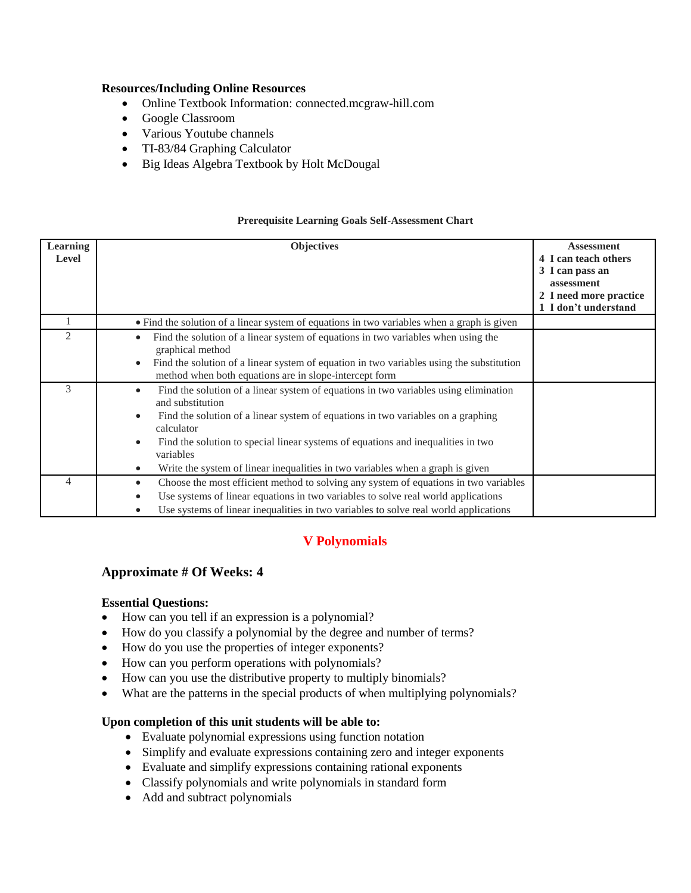**Resources/Including Online Resources**

- Online Textbook Information: connected.mcgraw-hill.com
- Google Classroom
- Various Youtube channels
- TI-83/84 Graphing Calculator
- Big Ideas Algebra Textbook by Holt McDougal

**Prerequisite Learning Goals Self-Assessment Chart**

| Learning Level | Objectives | Assessment<br>4 I can teach others<br>3 I can pass an assessment<br>2 I need more practice<br>1 I don't understand |
|---|---|---|
| 1 | • Find the solution of a linear system of equations in two variables when a graph is given | |
| 2 | • Find the solution of a linear system of equations in two variables when using the graphical method<br>• Find the solution of a linear system of equation in two variables using the substitution method when both equations are in slope-intercept form | |
| 3 | • Find the solution of a linear system of equations in two variables using elimination and substitution<br>• Find the solution of a linear system of equations in two variables on a graphing calculator<br>• Find the solution to special linear systems of equations and inequalities in two variables<br>• Write the system of linear inequalities in two variables when a graph is given | |
| 4 | • Choose the most efficient method to solving any system of equations in two variables<br>• Use systems of linear equations in two variables to solve real world applications<br>• Use systems of linear inequalities in two variables to solve real world applications | |

## V Polynomials

### Approximate # Of Weeks: 4

**Essential Questions:**

- How can you tell if an expression is a polynomial?
- How do you classify a polynomial by the degree and number of terms?
- How do you use the properties of integer exponents?
- How can you perform operations with polynomials?
- How can you use the distributive property to multiply binomials?
- What are the patterns in the special products of when multiplying polynomials?

**Upon completion of this unit students will be able to:**

- Evaluate polynomial expressions using function notation
- Simplify and evaluate expressions containing zero and integer exponents
- Evaluate and simplify expressions containing rational exponents
- Classify polynomials and write polynomials in standard form
- Add and subtract polynomials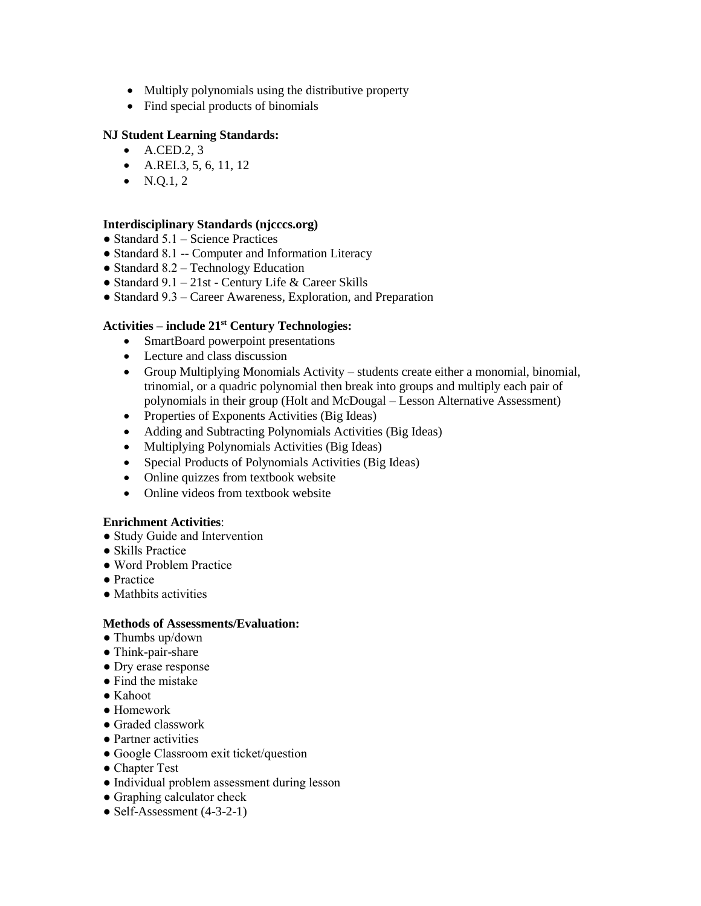- Multiply polynomials using the distributive property
- Find special products of binomials

**NJ Student Learning Standards:**

- A.CED.2, 3
- A.REI.3, 5, 6, 11, 12
- N.Q.1, 2

**Interdisciplinary Standards (njcccs.org)**

● Standard 5.1 – Science Practices
● Standard 8.1 -- Computer and Information Literacy
● Standard 8.2 – Technology Education
● Standard 9.1 – 21st - Century Life & Career Skills
● Standard 9.3 – Career Awareness, Exploration, and Preparation

**Activities – include 21st Century Technologies:**

- SmartBoard powerpoint presentations
- Lecture and class discussion
- Group Multiplying Monomials Activity – students create either a monomial, binomial, trinomial, or a quadric polynomial then break into groups and multiply each pair of polynomials in their group (Holt and McDougal – Lesson Alternative Assessment)
- Properties of Exponents Activities (Big Ideas)
- Adding and Subtracting Polynomials Activities (Big Ideas)
- Multiplying Polynomials Activities (Big Ideas)
- Special Products of Polynomials Activities (Big Ideas)
- Online quizzes from textbook website
- Online videos from textbook website

**Enrichment Activities**:

● Study Guide and Intervention
● Skills Practice
● Word Problem Practice
● Practice
● Mathbits activities

**Methods of Assessments/Evaluation:**

● Thumbs up/down
● Think-pair-share
● Dry erase response
● Find the mistake
● Kahoot
● Homework
● Graded classwork
● Partner activities
● Google Classroom exit ticket/question
● Chapter Test
● Individual problem assessment during lesson
● Graphing calculator check
● Self-Assessment (4-3-2-1)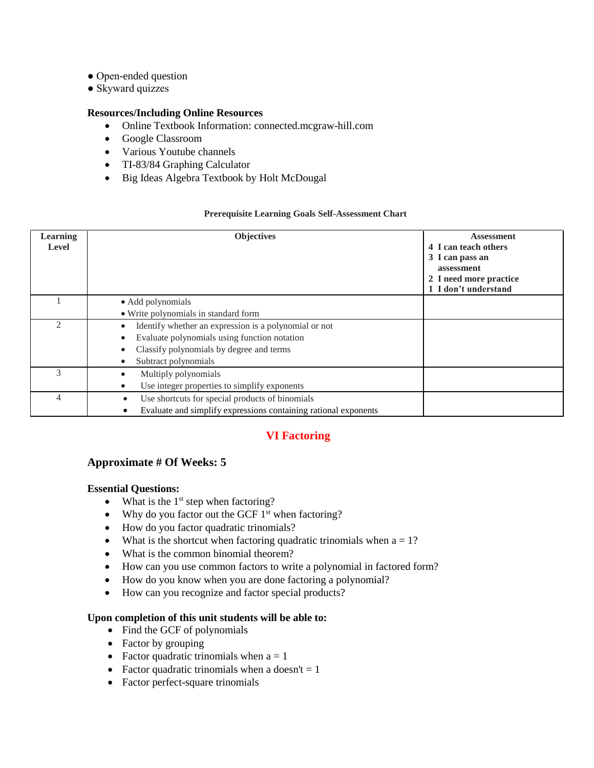- Open-ended question
- Skyward quizzes

**Resources/Including Online Resources**

- Online Textbook Information: connected.mcgraw-hill.com
- Google Classroom
- Various Youtube channels
- TI-83/84 Graphing Calculator
- Big Ideas Algebra Textbook by Holt McDougal

**Prerequisite Learning Goals Self-Assessment Chart**

| Learning Level | Objectives | Assessment<br>4 I can teach others<br>3 I can pass an assessment<br>2 I need more practice<br>1 I don't understand |
|---|---|---|
| 1 | • Add polynomials<br>• Write polynomials in standard form | |
| 2 | • Identify whether an expression is a polynomial or not<br>• Evaluate polynomials using function notation<br>• Classify polynomials by degree and terms<br>• Subtract polynomials | |
| 3 | • Multiply polynomials<br>• Use integer properties to simplify exponents | |
| 4 | • Use shortcuts for special products of binomials<br>• Evaluate and simplify expressions containing rational exponents | |

## VI Factoring

### Approximate # Of Weeks: 5

**Essential Questions:**

- What is the 1st step when factoring?
- Why do you factor out the GCF 1st when factoring?
- How do you factor quadratic trinomials?
- What is the shortcut when factoring quadratic trinomials when a = 1?
- What is the common binomial theorem?
- How can you use common factors to write a polynomial in factored form?
- How do you know when you are done factoring a polynomial?
- How can you recognize and factor special products?

**Upon completion of this unit students will be able to:**

- Find the GCF of polynomials
- Factor by grouping
- Factor quadratic trinomials when a = 1
- Factor quadratic trinomials when a doesn't = 1
- Factor perfect-square trinomials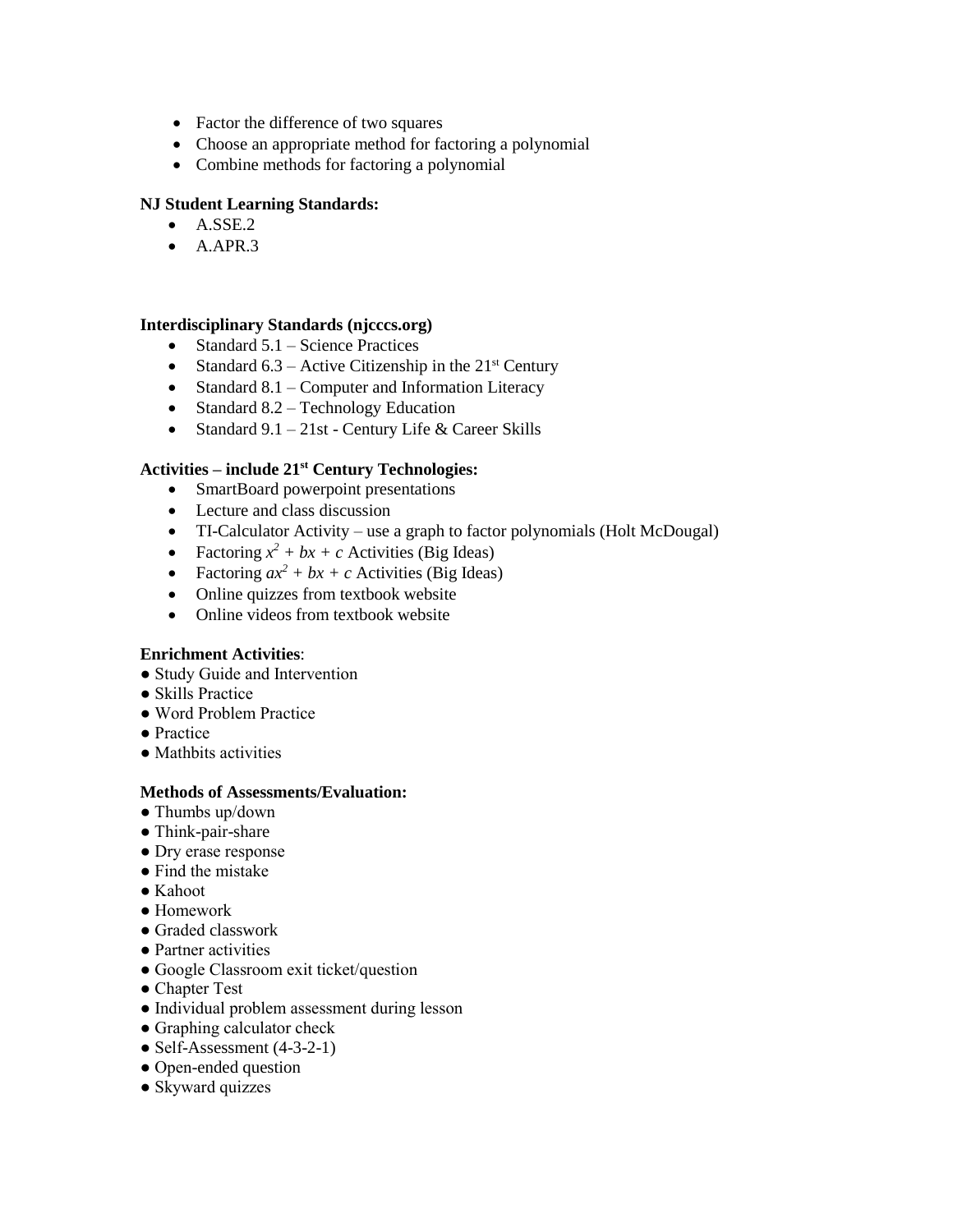- Factor the difference of two squares
- Choose an appropriate method for factoring a polynomial
- Combine methods for factoring a polynomial

**NJ Student Learning Standards:**

- A.SSE.2
- A.APR.3

**Interdisciplinary Standards (njcccs.org)**

- Standard 5.1 – Science Practices
- Standard 6.3 – Active Citizenship in the 21st Century
- Standard 8.1 – Computer and Information Literacy
- Standard 8.2 – Technology Education
- Standard 9.1 – 21st - Century Life & Career Skills

**Activities – include 21st Century Technologies:**

- SmartBoard powerpoint presentations
- Lecture and class discussion
- TI-Calculator Activity – use a graph to factor polynomials (Holt McDougal)
- Factoring $x^2 + bx + c$ Activities (Big Ideas)
- Factoring $ax^2 + bx + c$ Activities (Big Ideas)
- Online quizzes from textbook website
- Online videos from textbook website

**Enrichment Activities**:

- Study Guide and Intervention
- Skills Practice
- Word Problem Practice
- Practice
- Mathbits activities

**Methods of Assessments/Evaluation:**

- Thumbs up/down
- Think-pair-share
- Dry erase response
- Find the mistake
- Kahoot
- Homework
- Graded classwork
- Partner activities
- Google Classroom exit ticket/question
- Chapter Test
- Individual problem assessment during lesson
- Graphing calculator check
- Self-Assessment (4-3-2-1)
- Open-ended question
- Skyward quizzes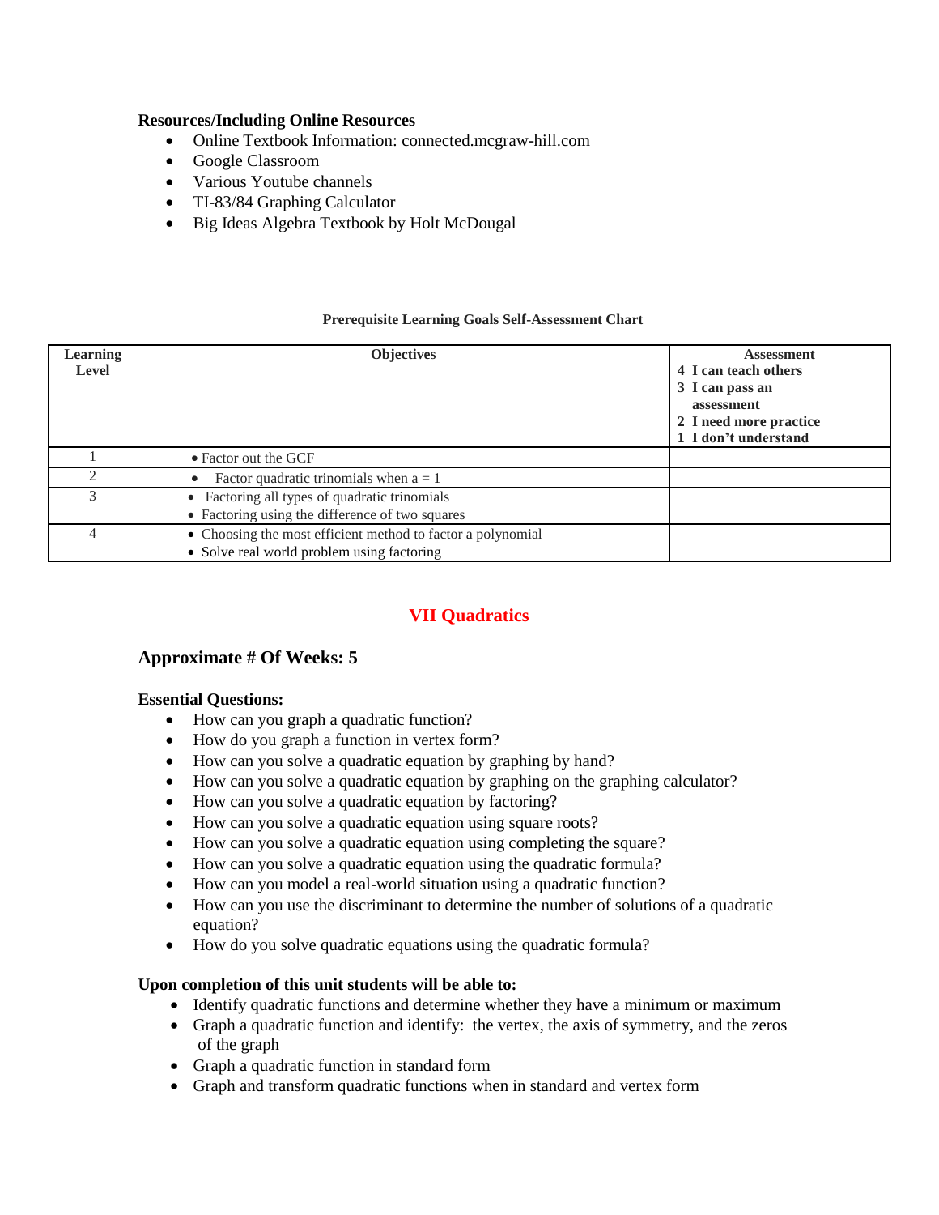**Resources/Including Online Resources**

- Online Textbook Information: connected.mcgraw-hill.com
- Google Classroom
- Various Youtube channels
- TI-83/84 Graphing Calculator
- Big Ideas Algebra Textbook by Holt McDougal

**Prerequisite Learning Goals Self-Assessment Chart**

| Learning Level | Objectives | Assessment<br>4 I can teach others<br>3 I can pass an assessment<br>2 I need more practice<br>1 I don't understand |
|---|---|---|
| 1 | • Factor out the GCF | |
| 2 | • Factor quadratic trinomials when a = 1 | |
| 3 | • Factoring all types of quadratic trinomials<br>• Factoring using the difference of two squares | |
| 4 | • Choosing the most efficient method to factor a polynomial<br>• Solve real world problem using factoring | |

## VII Quadratics

### Approximate # Of Weeks: 5

**Essential Questions:**

- How can you graph a quadratic function?
- How do you graph a function in vertex form?
- How can you solve a quadratic equation by graphing by hand?
- How can you solve a quadratic equation by graphing on the graphing calculator?
- How can you solve a quadratic equation by factoring?
- How can you solve a quadratic equation using square roots?
- How can you solve a quadratic equation using completing the square?
- How can you solve a quadratic equation using the quadratic formula?
- How can you model a real-world situation using a quadratic function?
- How can you use the discriminant to determine the number of solutions of a quadratic equation?
- How do you solve quadratic equations using the quadratic formula?

**Upon completion of this unit students will be able to:**

- Identify quadratic functions and determine whether they have a minimum or maximum
- Graph a quadratic function and identify: the vertex, the axis of symmetry, and the zeros of the graph
- Graph a quadratic function in standard form
- Graph and transform quadratic functions when in standard and vertex form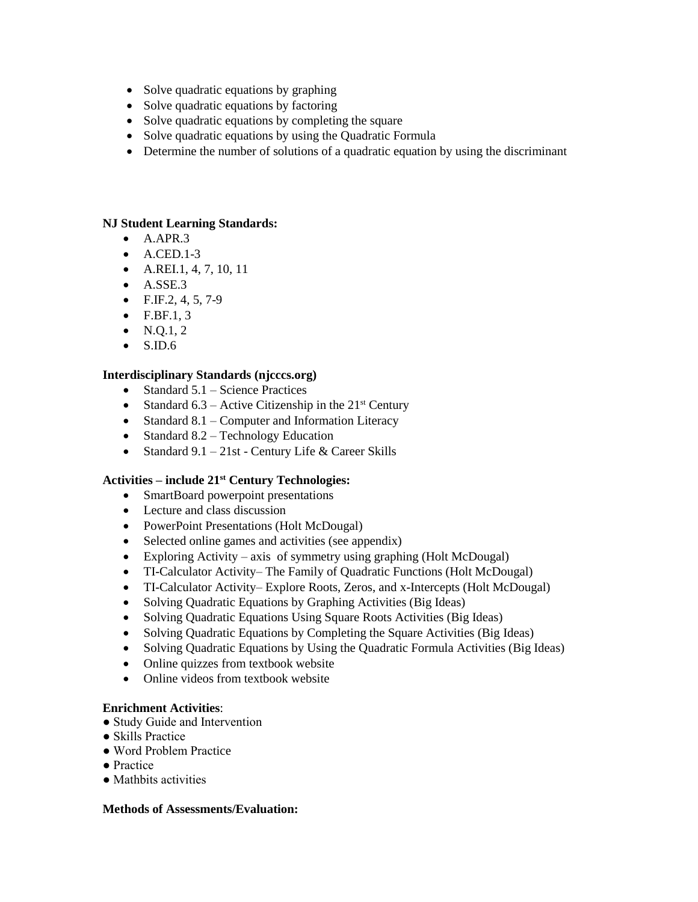- Solve quadratic equations by graphing
- Solve quadratic equations by factoring
- Solve quadratic equations by completing the square
- Solve quadratic equations by using the Quadratic Formula
- Determine the number of solutions of a quadratic equation by using the discriminant

**NJ Student Learning Standards:**

- A.APR.3
- A.CED.1-3
- A.REI.1, 4, 7, 10, 11
- A.SSE.3
- F.IF.2, 4, 5, 7-9
- F.BF.1, 3
- N.Q.1, 2
- S.ID.6

**Interdisciplinary Standards (njcccs.org)**

- Standard 5.1 – Science Practices
- Standard 6.3 – Active Citizenship in the 21st Century
- Standard 8.1 – Computer and Information Literacy
- Standard 8.2 – Technology Education
- Standard 9.1 – 21st - Century Life & Career Skills

**Activities – include 21st Century Technologies:**

- SmartBoard powerpoint presentations
- Lecture and class discussion
- PowerPoint Presentations (Holt McDougal)
- Selected online games and activities (see appendix)
- Exploring Activity – axis of symmetry using graphing (Holt McDougal)
- TI-Calculator Activity– The Family of Quadratic Functions (Holt McDougal)
- TI-Calculator Activity– Explore Roots, Zeros, and x-Intercepts (Holt McDougal)
- Solving Quadratic Equations by Graphing Activities (Big Ideas)
- Solving Quadratic Equations Using Square Roots Activities (Big Ideas)
- Solving Quadratic Equations by Completing the Square Activities (Big Ideas)
- Solving Quadratic Equations by Using the Quadratic Formula Activities (Big Ideas)
- Online quizzes from textbook website
- Online videos from textbook website

**Enrichment Activities**:

- Study Guide and Intervention
- Skills Practice
- Word Problem Practice
- Practice
- Mathbits activities

**Methods of Assessments/Evaluation:**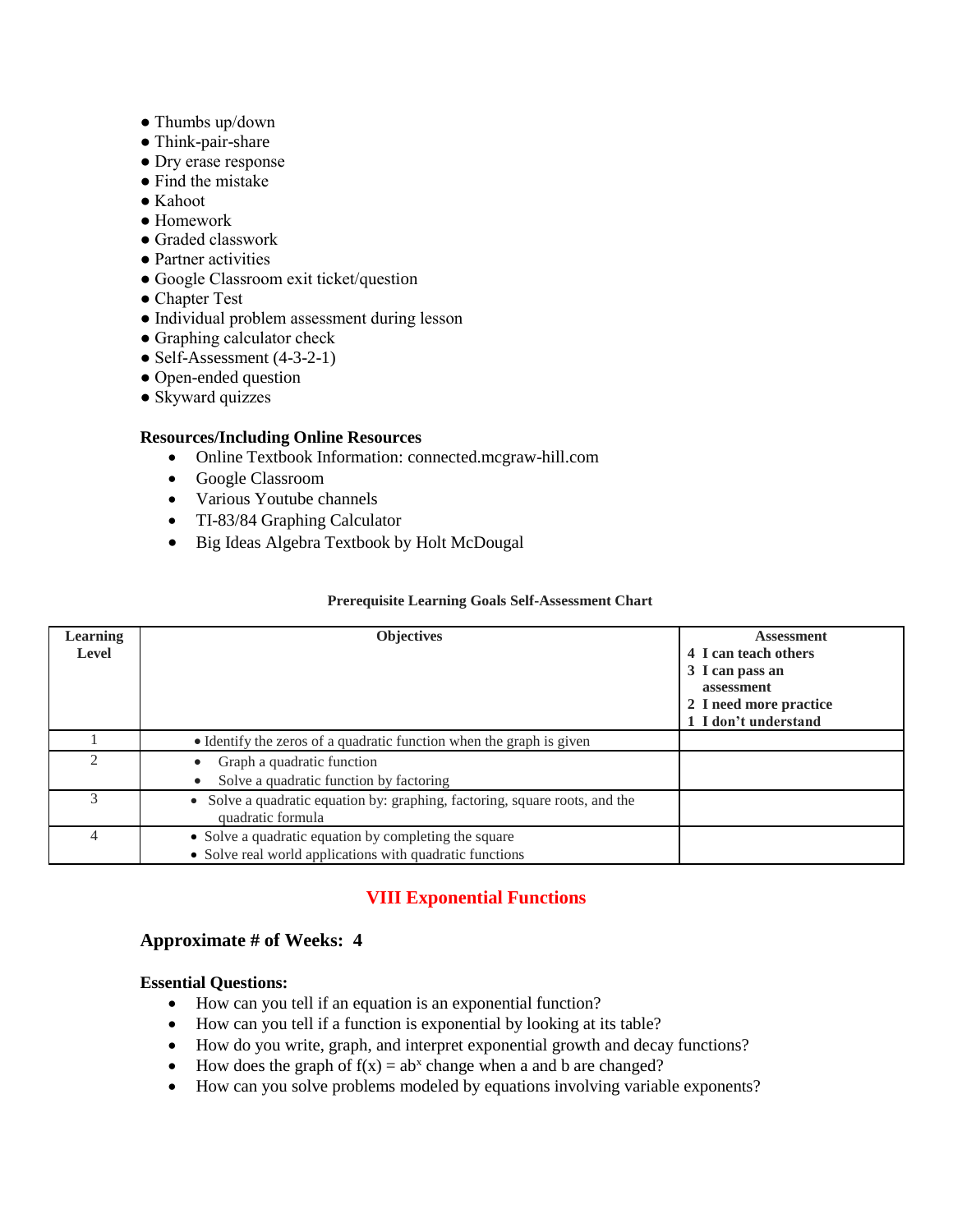- Thumbs up/down
- Think-pair-share
- Dry erase response
- Find the mistake
- Kahoot
- Homework
- Graded classwork
- Partner activities
- Google Classroom exit ticket/question
- Chapter Test
- Individual problem assessment during lesson
- Graphing calculator check
- Self-Assessment (4-3-2-1)
- Open-ended question
- Skyward quizzes

**Resources/Including Online Resources**

- Online Textbook Information: connected.mcgraw-hill.com
- Google Classroom
- Various Youtube channels
- TI-83/84 Graphing Calculator
- Big Ideas Algebra Textbook by Holt McDougal

**Prerequisite Learning Goals Self-Assessment Chart**

| Learning Level | Objectives | Assessment<br>4 I can teach others<br>3 I can pass an assessment<br>2 I need more practice<br>1 I don't understand |
|---|---|---|
| 1 | • Identify the zeros of a quadratic function when the graph is given | |
| 2 | • Graph a quadratic function<br>• Solve a quadratic function by factoring | |
| 3 | • Solve a quadratic equation by: graphing, factoring, square roots, and the quadratic formula | |
| 4 | • Solve a quadratic equation by completing the square<br>• Solve real world applications with quadratic functions | |

## VIII Exponential Functions

### Approximate # of Weeks: 4

**Essential Questions:**

- How can you tell if an equation is an exponential function?
- How can you tell if a function is exponential by looking at its table?
- How do you write, graph, and interpret exponential growth and decay functions?
- How does the graph of $f(x) = ab^x$ change when a and b are changed?
- How can you solve problems modeled by equations involving variable exponents?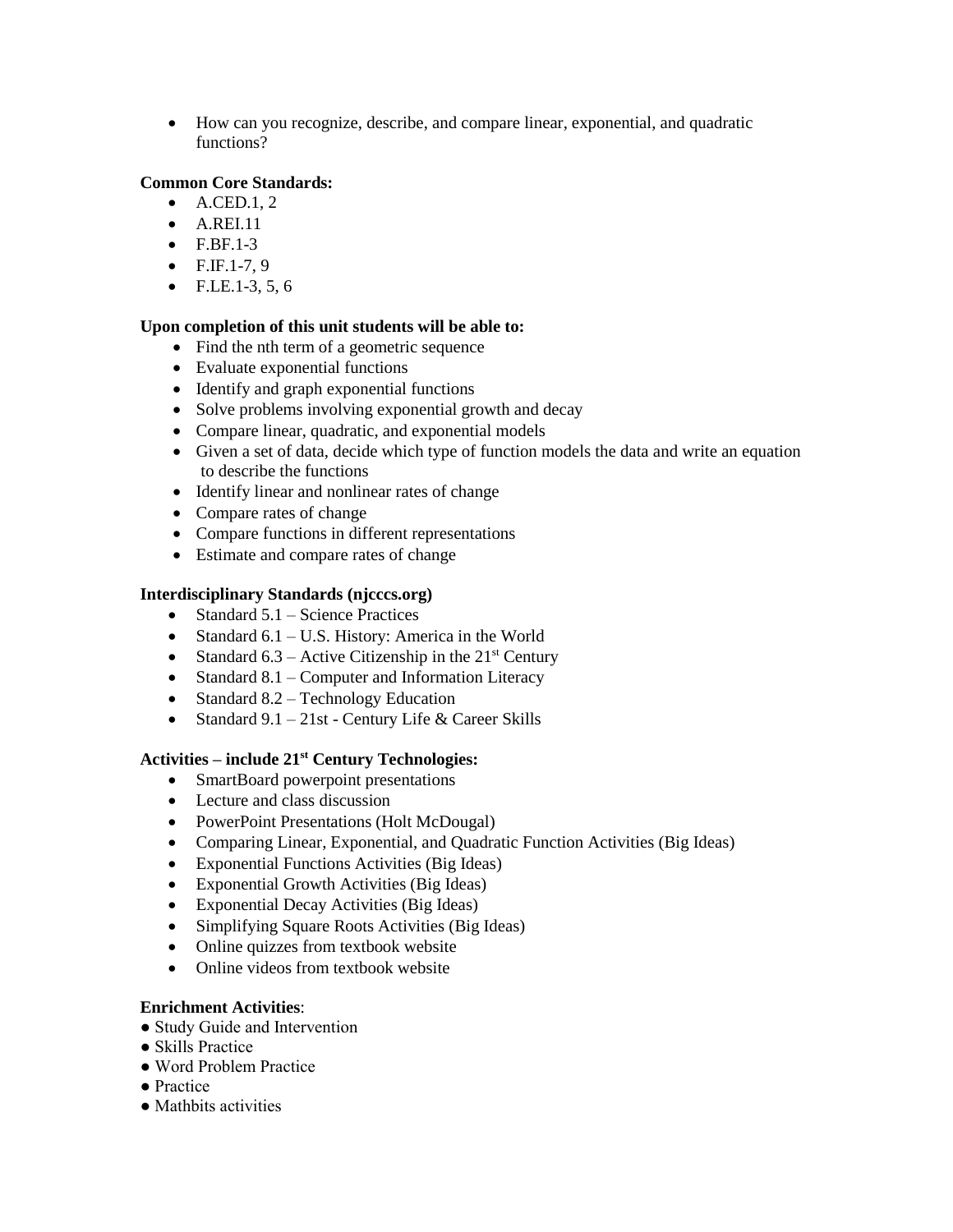- How can you recognize, describe, and compare linear, exponential, and quadratic functions?

**Common Core Standards:**

- A.CED.1, 2
- A.REI.11
- F.BF.1-3
- F.IF.1-7, 9
- F.LE.1-3, 5, 6

**Upon completion of this unit students will be able to:**

- Find the nth term of a geometric sequence
- Evaluate exponential functions
- Identify and graph exponential functions
- Solve problems involving exponential growth and decay
- Compare linear, quadratic, and exponential models
- Given a set of data, decide which type of function models the data and write an equation to describe the functions
- Identify linear and nonlinear rates of change
- Compare rates of change
- Compare functions in different representations
- Estimate and compare rates of change

**Interdisciplinary Standards (njcccs.org)**

- Standard 5.1 – Science Practices
- Standard 6.1 – U.S. History: America in the World
- Standard 6.3 – Active Citizenship in the 21st Century
- Standard 8.1 – Computer and Information Literacy
- Standard 8.2 – Technology Education
- Standard 9.1 – 21st - Century Life & Career Skills

**Activities – include 21st Century Technologies:**

- SmartBoard powerpoint presentations
- Lecture and class discussion
- PowerPoint Presentations (Holt McDougal)
- Comparing Linear, Exponential, and Quadratic Function Activities (Big Ideas)
- Exponential Functions Activities (Big Ideas)
- Exponential Growth Activities (Big Ideas)
- Exponential Decay Activities (Big Ideas)
- Simplifying Square Roots Activities (Big Ideas)
- Online quizzes from textbook website
- Online videos from textbook website

**Enrichment Activities**:

- Study Guide and Intervention
- Skills Practice
- Word Problem Practice
- Practice
- Mathbits activities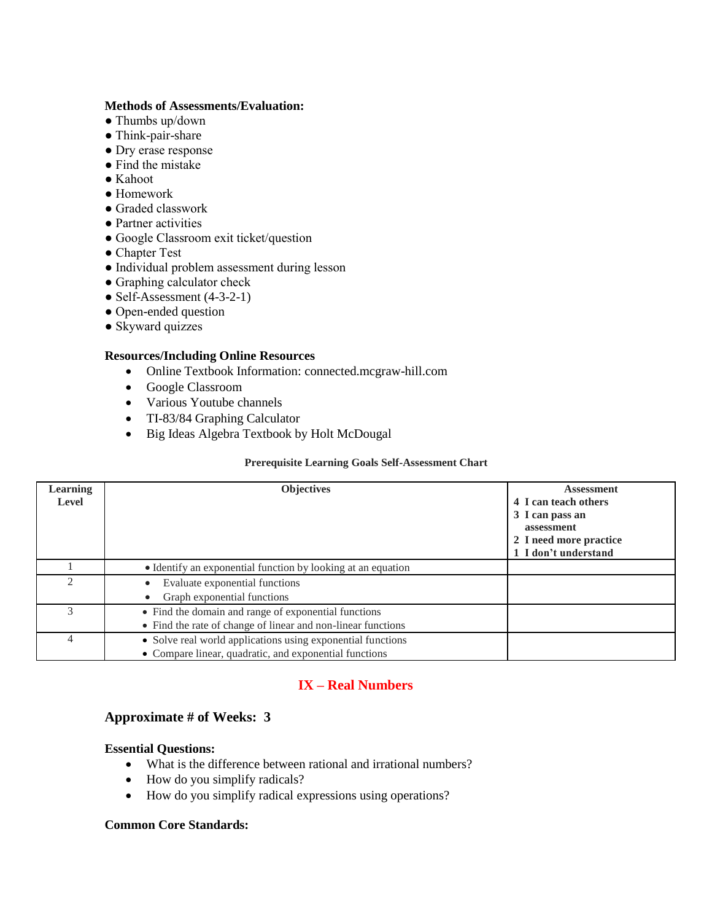**Methods of Assessments/Evaluation:**

- Thumbs up/down
- Think-pair-share
- Dry erase response
- Find the mistake
- Kahoot
- Homework
- Graded classwork
- Partner activities
- Google Classroom exit ticket/question
- Chapter Test
- Individual problem assessment during lesson
- Graphing calculator check
- Self-Assessment (4-3-2-1)
- Open-ended question
- Skyward quizzes

**Resources/Including Online Resources**

- Online Textbook Information: connected.mcgraw-hill.com
- Google Classroom
- Various Youtube channels
- TI-83/84 Graphing Calculator
- Big Ideas Algebra Textbook by Holt McDougal

**Prerequisite Learning Goals Self-Assessment Chart**

| Learning Level | Objectives | Assessment<br>4 I can teach others<br>3 I can pass an assessment<br>2 I need more practice<br>1 I don't understand |
|---|---|---|
| 1 | • Identify an exponential function by looking at an equation | |
| 2 | • Evaluate exponential functions<br>• Graph exponential functions | |
| 3 | • Find the domain and range of exponential functions<br>• Find the rate of change of linear and non-linear functions | |
| 4 | • Solve real world applications using exponential functions<br>• Compare linear, quadratic, and exponential functions | |

## IX – Real Numbers

### Approximate # of Weeks: 3

**Essential Questions:**

- What is the difference between rational and irrational numbers?
- How do you simplify radicals?
- How do you simplify radical expressions using operations?

**Common Core Standards:**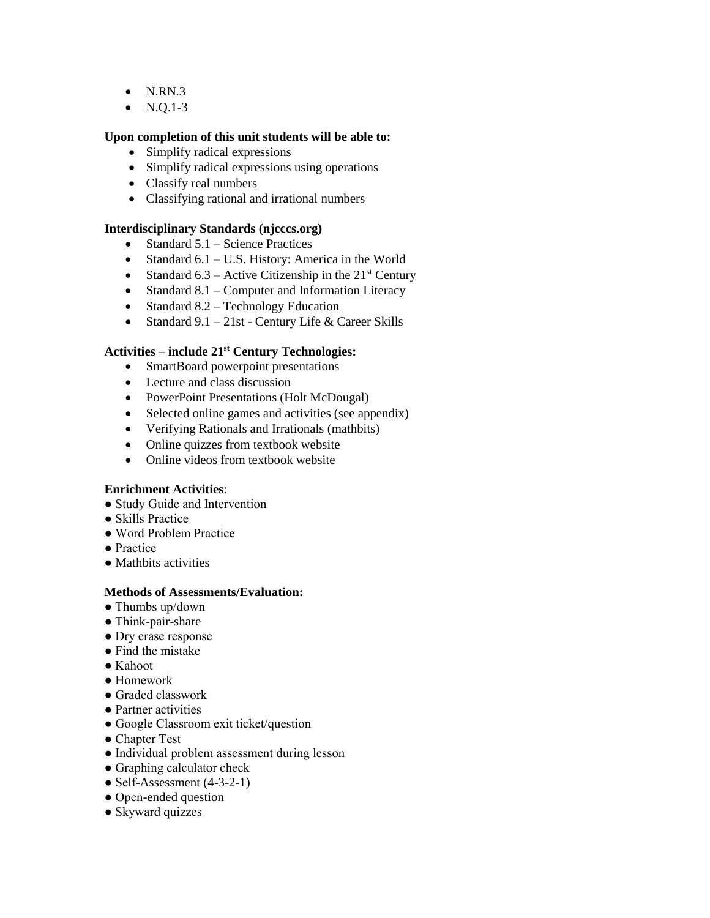- N.RN.3
- N.Q.1-3

**Upon completion of this unit students will be able to:**

- Simplify radical expressions
- Simplify radical expressions using operations
- Classify real numbers
- Classifying rational and irrational numbers

**Interdisciplinary Standards (njcccs.org)**

- Standard 5.1 – Science Practices
- Standard 6.1 – U.S. History: America in the World
- Standard 6.3 – Active Citizenship in the 21st Century
- Standard 8.1 – Computer and Information Literacy
- Standard 8.2 – Technology Education
- Standard 9.1 – 21st - Century Life & Career Skills

**Activities – include 21st Century Technologies:**

- SmartBoard powerpoint presentations
- Lecture and class discussion
- PowerPoint Presentations (Holt McDougal)
- Selected online games and activities (see appendix)
- Verifying Rationals and Irrationals (mathbits)
- Online quizzes from textbook website
- Online videos from textbook website

**Enrichment Activities**:

- Study Guide and Intervention
- Skills Practice
- Word Problem Practice
- Practice
- Mathbits activities

**Methods of Assessments/Evaluation:**

- Thumbs up/down
- Think-pair-share
- Dry erase response
- Find the mistake
- Kahoot
- Homework
- Graded classwork
- Partner activities
- Google Classroom exit ticket/question
- Chapter Test
- Individual problem assessment during lesson
- Graphing calculator check
- Self-Assessment (4-3-2-1)
- Open-ended question
- Skyward quizzes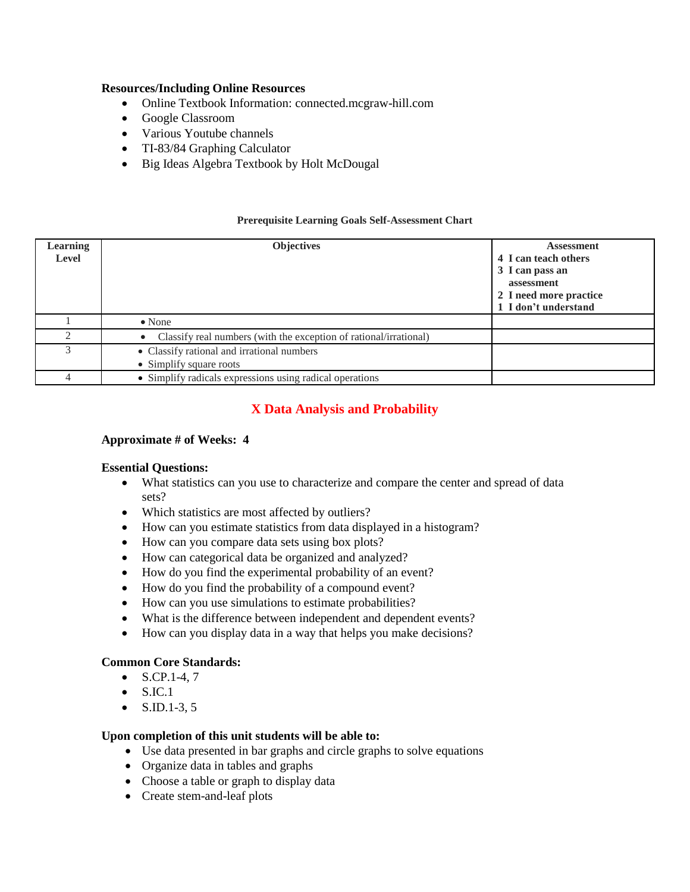**Resources/Including Online Resources**

- Online Textbook Information: connected.mcgraw-hill.com
- Google Classroom
- Various Youtube channels
- TI-83/84 Graphing Calculator
- Big Ideas Algebra Textbook by Holt McDougal

**Prerequisite Learning Goals Self-Assessment Chart**

| Learning Level | Objectives | Assessment<br>4 I can teach others<br>3 I can pass an assessment<br>2 I need more practice<br>1 I don't understand |
|---|---|---|
| 1 | • None | |
| 2 | • Classify real numbers (with the exception of rational/irrational) | |
| 3 | • Classify rational and irrational numbers<br>• Simplify square roots | |
| 4 | • Simplify radicals expressions using radical operations | |

## X Data Analysis and Probability

**Approximate # of Weeks: 4**

**Essential Questions:**

- What statistics can you use to characterize and compare the center and spread of data sets?
- Which statistics are most affected by outliers?
- How can you estimate statistics from data displayed in a histogram?
- How can you compare data sets using box plots?
- How can categorical data be organized and analyzed?
- How do you find the experimental probability of an event?
- How do you find the probability of a compound event?
- How can you use simulations to estimate probabilities?
- What is the difference between independent and dependent events?
- How can you display data in a way that helps you make decisions?

**Common Core Standards:**

- S.CP.1-4, 7
- S.IC.1
- S.ID.1-3, 5

**Upon completion of this unit students will be able to:**

- Use data presented in bar graphs and circle graphs to solve equations
- Organize data in tables and graphs
- Choose a table or graph to display data
- Create stem-and-leaf plots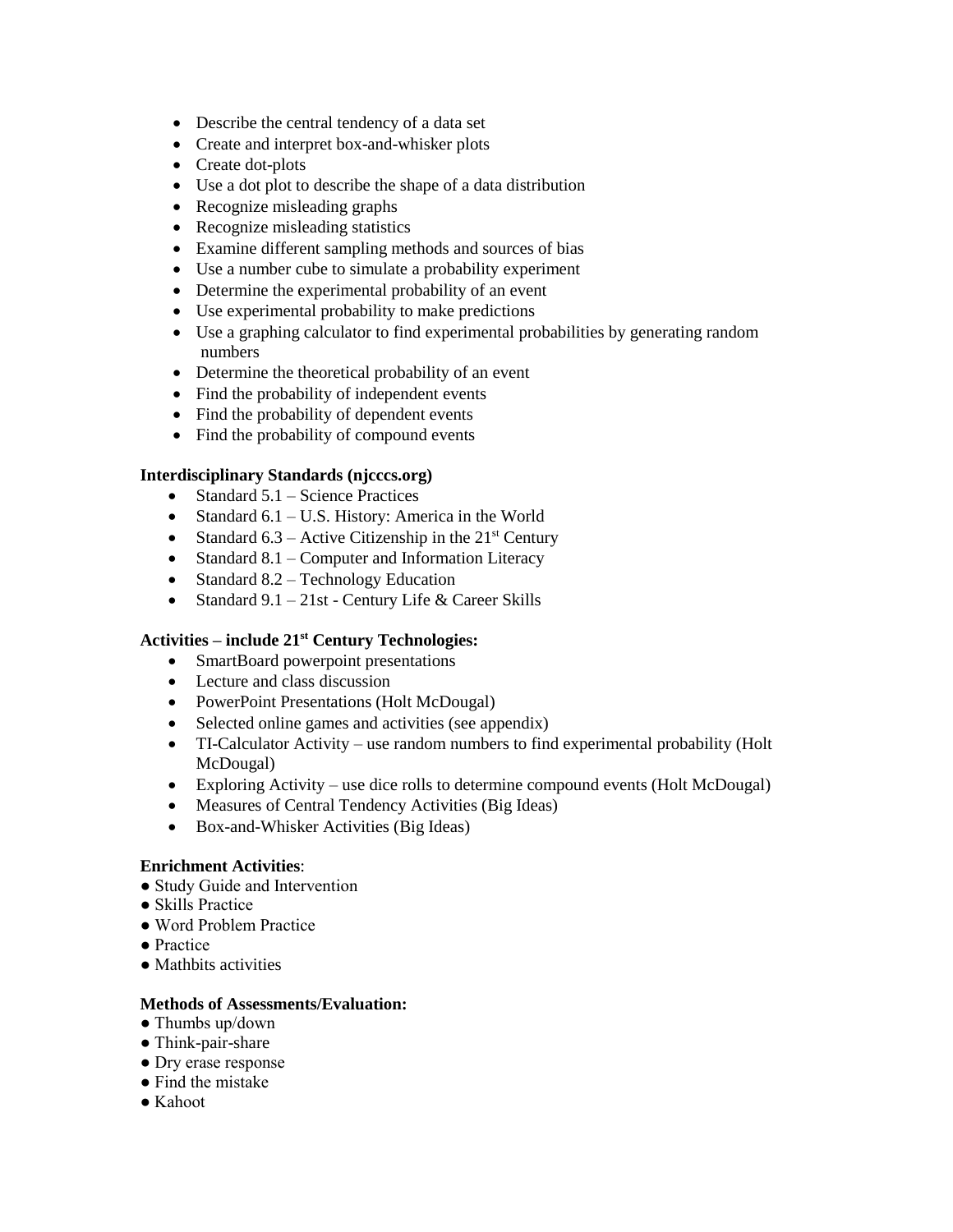- Describe the central tendency of a data set
- Create and interpret box-and-whisker plots
- Create dot-plots
- Use a dot plot to describe the shape of a data distribution
- Recognize misleading graphs
- Recognize misleading statistics
- Examine different sampling methods and sources of bias
- Use a number cube to simulate a probability experiment
- Determine the experimental probability of an event
- Use experimental probability to make predictions
- Use a graphing calculator to find experimental probabilities by generating random numbers
- Determine the theoretical probability of an event
- Find the probability of independent events
- Find the probability of dependent events
- Find the probability of compound events

**Interdisciplinary Standards (njcccs.org)**

- Standard 5.1 – Science Practices
- Standard 6.1 – U.S. History: America in the World
- Standard 6.3 – Active Citizenship in the 21st Century
- Standard 8.1 – Computer and Information Literacy
- Standard 8.2 – Technology Education
- Standard 9.1 – 21st - Century Life & Career Skills

**Activities – include 21st Century Technologies:**

- SmartBoard powerpoint presentations
- Lecture and class discussion
- PowerPoint Presentations (Holt McDougal)
- Selected online games and activities (see appendix)
- TI-Calculator Activity – use random numbers to find experimental probability (Holt McDougal)
- Exploring Activity – use dice rolls to determine compound events (Holt McDougal)
- Measures of Central Tendency Activities (Big Ideas)
- Box-and-Whisker Activities (Big Ideas)

**Enrichment Activities**:

- Study Guide and Intervention
- Skills Practice
- Word Problem Practice
- Practice
- Mathbits activities

**Methods of Assessments/Evaluation:**

- Thumbs up/down
- Think-pair-share
- Dry erase response
- Find the mistake
- Kahoot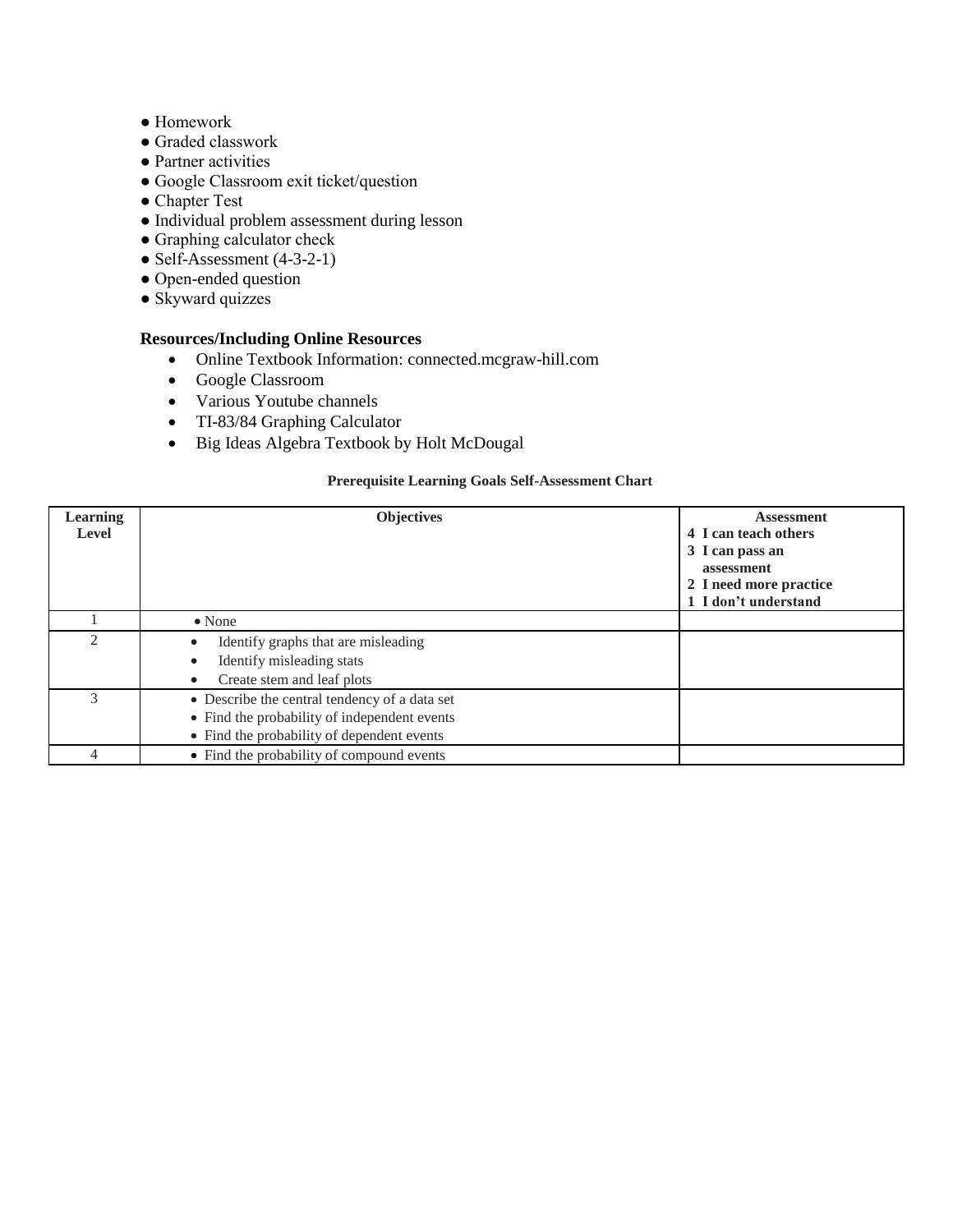- Homework
- Graded classwork
- Partner activities
- Google Classroom exit ticket/question
- Chapter Test
- Individual problem assessment during lesson
- Graphing calculator check
- Self-Assessment (4-3-2-1)
- Open-ended question
- Skyward quizzes

### Resources/Including Online Resources

- Online Textbook Information: connected.mcgraw-hill.com
- Google Classroom
- Various Youtube channels
- TI-83/84 Graphing Calculator
- Big Ideas Algebra Textbook by Holt McDougal

**Prerequisite Learning Goals Self-Assessment Chart**

| Learning Level | Objectives | Assessment<br>4 I can teach others<br>3 I can pass an assessment<br>2 I need more practice<br>1 I don't understand |
|---|---|---|
| 1 | • None | |
| 2 | • Identify graphs that are misleading<br>• Identify misleading stats<br>• Create stem and leaf plots | |
| 3 | • Describe the central tendency of a data set<br>• Find the probability of independent events<br>• Find the probability of dependent events | |
| 4 | • Find the probability of compound events | |